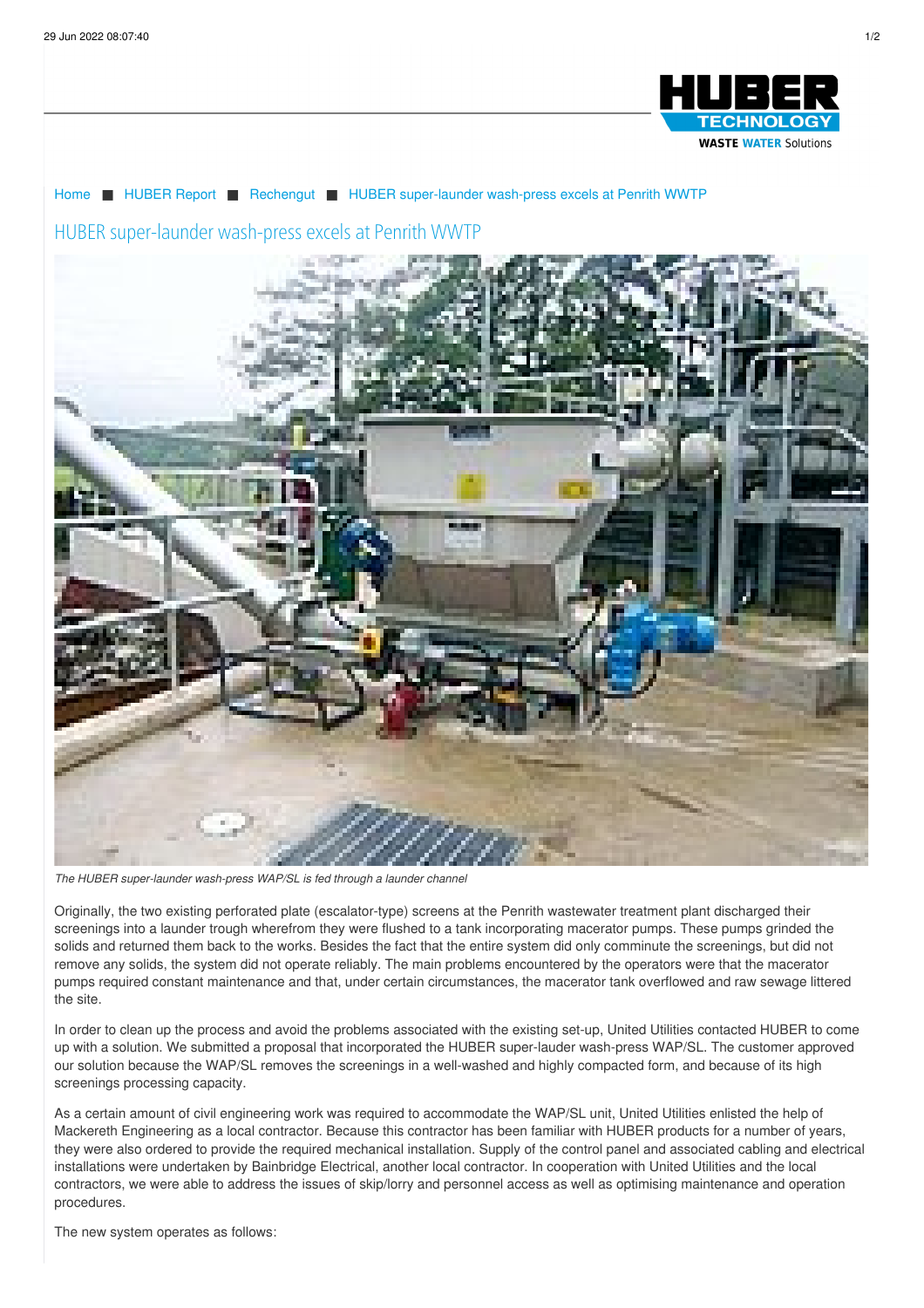Home ■ HUBER Report ■ Rechengut ■ HUBER super-launder wash-press excels at Penrith WWTP

# HUBER super-launder wash-press excels at Penrith WWTP

*The HUBER super-launder wash-press WAP/SL is fed through a launder channel*

Originally, the two existing perforated plate (escalator-type) screens at the Penrith wastewater treatment plant discharged their screenings into a launder trough wherefrom they were flushed to a tank incorporating macerator pumps. These pumps grinded the solids and returned them back to the works. Besides the fact that the entire system did only comminute the screenings, but did not remove any solids, the system did not operate reliably. The main problems encountered by the operators were that the macerator pumps required constant maintenance and that, under certain circumstances, the macerator tank overflowed and raw sewage littered the site.

In order to clean up the process and avoid the problems associated with the existing set-up, United Utilities contacted HUBER to come up with a solution. We submitted a proposal that incorporated the HUBER super-lauder wash-press WAP/SL. The customer approved our solution because the WAP/SL removes the screenings in a well-washed and highly compacted form, and because of its high screenings processing capacity.

As a certain amount of civil engineering work was required to accommodate the WAP/SL unit, United Utilities enlisted the help of Mackereth Engineering as a local contractor. Because this contractor has been familiar with HUBER products for a number of years, they were also ordered to provide the required mechanical installation. Supply of the control panel and associated cabling and electrical installations were undertaken by Bainbridge Electrical, another local contractor. In cooperation with United Utilities and the local contractors, we were able to address the issues of skip/lorry and personnel access as well as optimising maintenance and operation procedures.

The new system operates as follows: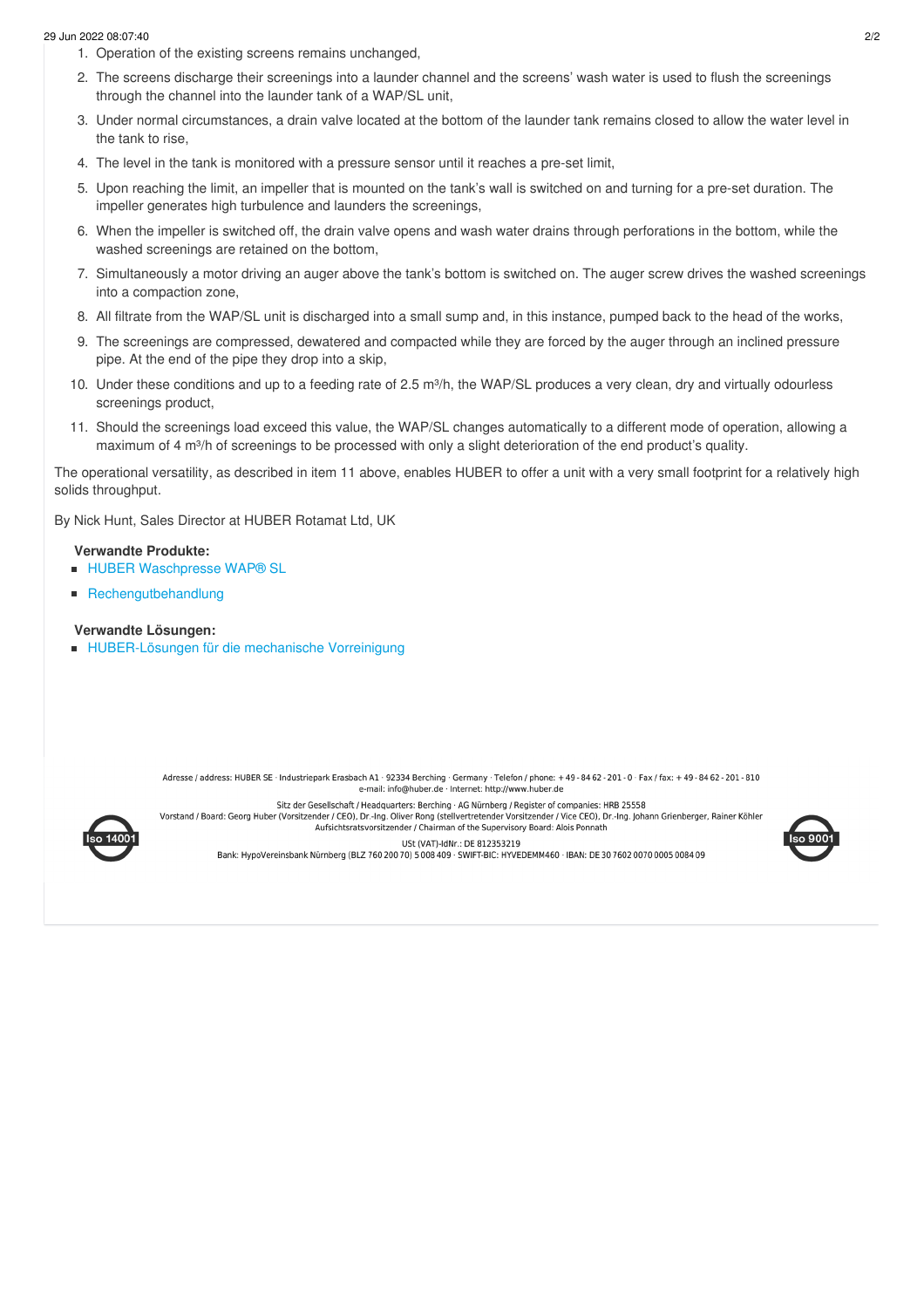1. Operation of the existing screens remains unchanged,
2. The screens discharge their screenings into a launder channel and the screens' wash water is used to flush the screenings through the channel into the launder tank of a WAP/SL unit,
3. Under normal circumstances, a drain valve located at the bottom of the launder tank remains closed to allow the water level in the tank to rise,
4. The level in the tank is monitored with a pressure sensor until it reaches a pre-set limit,
5. Upon reaching the limit, an impeller that is mounted on the tank's wall is switched on and turning for a pre-set duration. The impeller generates high turbulence and launders the screenings,
6. When the impeller is switched off, the drain valve opens and wash water drains through perforations in the bottom, while the washed screenings are retained on the bottom,
7. Simultaneously a motor driving an auger above the tank's bottom is switched on. The auger screw drives the washed screenings into a compaction zone,
8. All filtrate from the WAP/SL unit is discharged into a small sump and, in this instance, pumped back to the head of the works,
9. The screenings are compressed, dewatered and compacted while they are forced by the auger through an inclined pressure pipe. At the end of the pipe they drop into a skip,
10. Under these conditions and up to a feeding rate of 2.5 $m^3/h$, the WAP/SL produces a very clean, dry and virtually odourless screenings product,
11. Should the screenings load exceed this value, the WAP/SL changes automatically to a different mode of operation, allowing a maximum of 4 $m^3/h$ of screenings to be processed with only a slight deterioration of the end product's quality.

The operational versatility, as described in item 11 above, enables HUBER to offer a unit with a very small footprint for a relatively high solids throughput.

By Nick Hunt, Sales Director at HUBER Rotamat Ltd, UK

**Verwandte Produkte:**

- HUBER Waschpresse WAP® SL
- Rechengutbehandlung

**Verwandte Lösungen:**

- HUBER-Lösungen für die mechanische Vorreinigung

Adresse / address: HUBER SE · Industriepark Erasbach A1 · 92334 Berching · Germany · Telefon / phone: + 49 - 84 62 - 201 - 0 · Fax / fax: + 49 - 84 62 - 201 - 810
e-mail: info@huber.de · Internet: http://www.huber.de

Sitz der Gesellschaft / Headquarters: Berching · AG Nürnberg / Register of companies: HRB 25558
Vorstand / Board: Georg Huber (Vorsitzender / CEO), Dr.-Ing. Oliver Rong (stellvertretender Vorsitzender / Vice CEO), Dr.-Ing. Johann Grienberger, Rainer Köhler
Aufsichtsratsvorsitzender / Chairman of the Supervisory Board: Alois Ponnath

USt (VAT)-IdNr.: DE 812353219
Bank: HypoVereinsbank Nürnberg (BLZ 760 200 70) 5 008 409 · SWIFT-BIC: HYVEDEMM460 · IBAN: DE 30 7602 0070 0005 0084 09

Iso 14001

Iso 9001